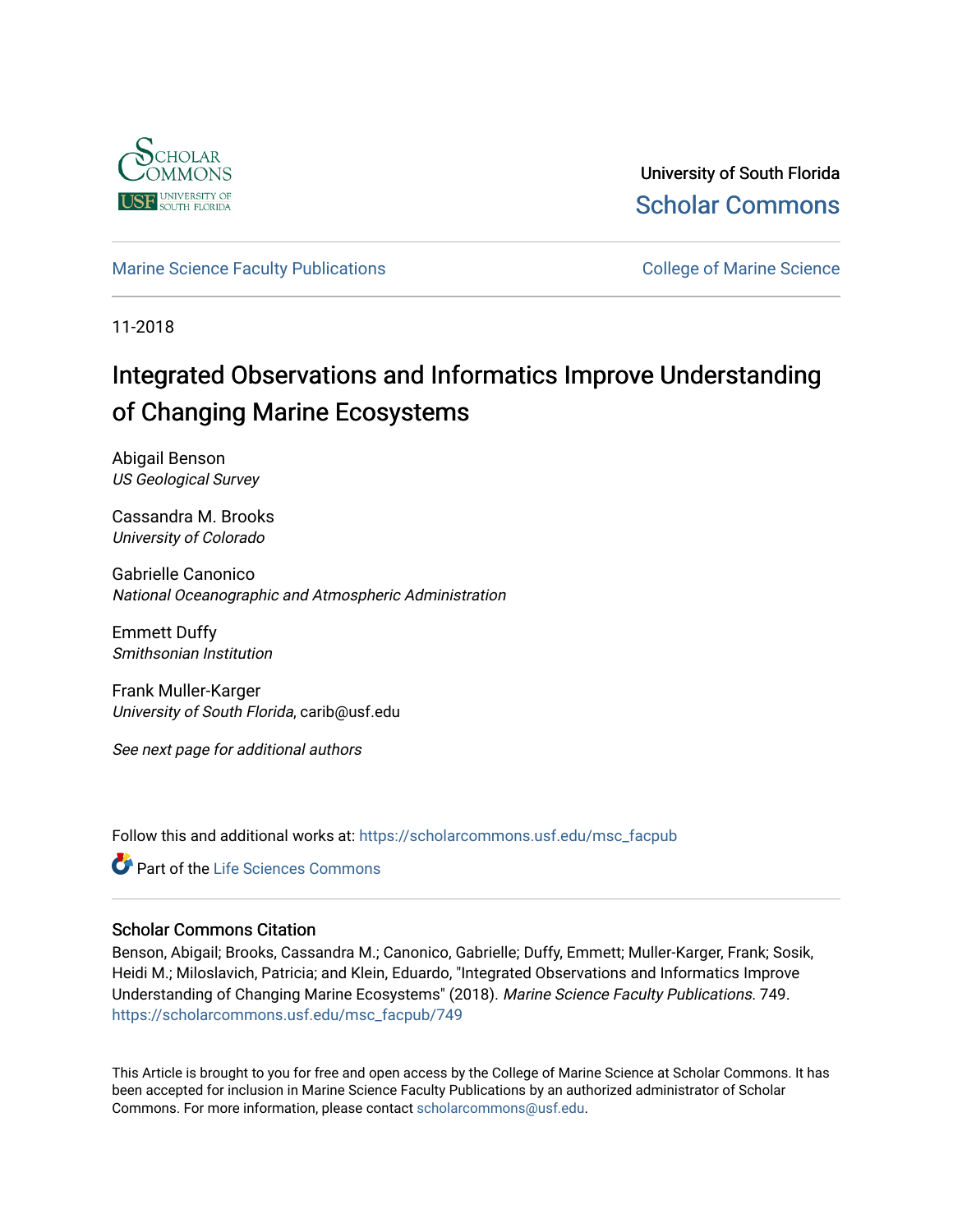University of South Florida

Scholar Commons

Marine Science Faculty Publications

College of Marine Science

11-2018

# Integrated Observations and Informatics Improve Understanding of Changing Marine Ecosystems

Abigail Benson
*US Geological Survey*

Cassandra M. Brooks
*University of Colorado*

Gabrielle Canonico
*National Oceanographic and Atmospheric Administration*

Emmett Duffy
*Smithsonian Institution*

Frank Muller-Karger
*University of South Florida*, carib@usf.edu

*See next page for additional authors*

Follow this and additional works at: https://scholarcommons.usf.edu/msc_facpub

Part of the Life Sciences Commons

## Scholar Commons Citation

Benson, Abigail; Brooks, Cassandra M.; Canonico, Gabrielle; Duffy, Emmett; Muller-Karger, Frank; Sosik, Heidi M.; Miloslavich, Patricia; and Klein, Eduardo, "Integrated Observations and Informatics Improve Understanding of Changing Marine Ecosystems" (2018). *Marine Science Faculty Publications*. 749.
https://scholarcommons.usf.edu/msc_facpub/749

This Article is brought to you for free and open access by the College of Marine Science at Scholar Commons. It has been accepted for inclusion in Marine Science Faculty Publications by an authorized administrator of Scholar Commons. For more information, please contact scholarcommons@usf.edu.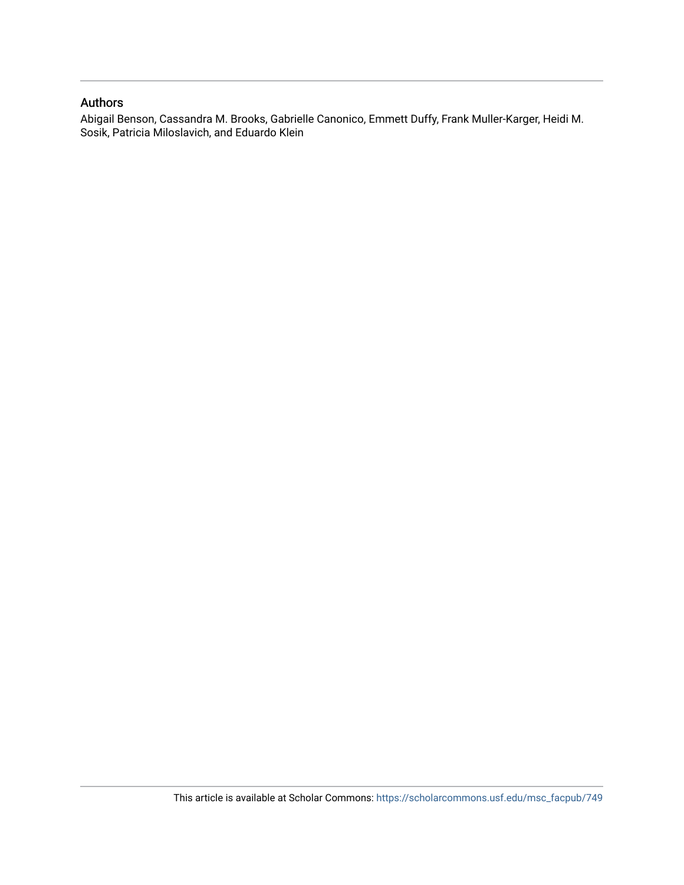## Authors

Abigail Benson, Cassandra M. Brooks, Gabrielle Canonico, Emmett Duffy, Frank Muller-Karger, Heidi M. Sosik, Patricia Miloslavich, and Eduardo Klein

This article is available at Scholar Commons: https://scholarcommons.usf.edu/msc_facpub/749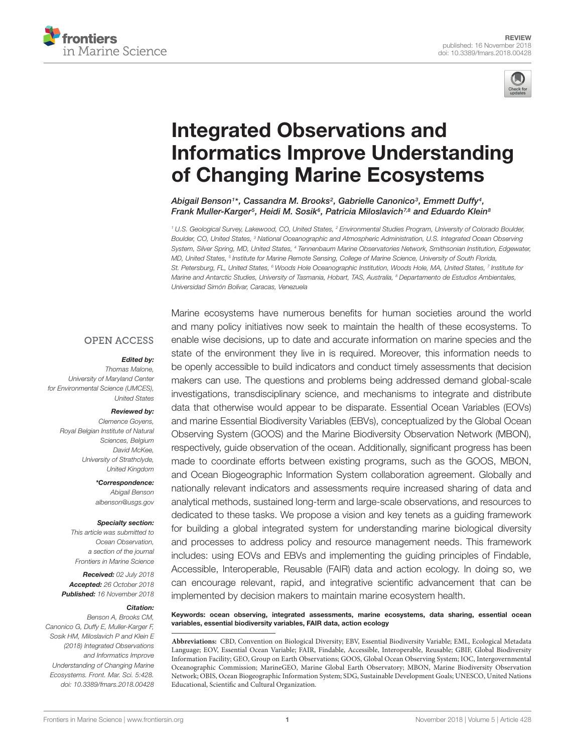# Integrated Observations and Informatics Improve Understanding of Changing Marine Ecosystems

*Abigail Benson[1]*, Cassandra M. Brooks[2], Gabrielle Canonico[3], Emmett Duffy[4], Frank Muller-Karger[5], Heidi M. Sosik[6], Patricia Miloslavich[7,8] and Eduardo Klein[8]*

[1] U.S. Geological Survey, Lakewood, CO, United States, [2] Environmental Studies Program, University of Colorado Boulder, Boulder, CO, United States, [3] National Oceanographic and Atmospheric Administration, U.S. Integrated Ocean Observing System, Silver Spring, MD, United States, [4] Tennenbaum Marine Observatories Network, Smithsonian Institution, Edgewater, MD, United States, [5] Institute for Marine Remote Sensing, College of Marine Science, University of South Florida, St. Petersburg, FL, United States, [6] Woods Hole Oceanographic Institution, Woods Hole, MA, United States, [7] Institute for Marine and Antarctic Studies, University of Tasmania, Hobart, TAS, Australia, [8] Departamento de Estudios Ambientales, Universidad Simón Bolívar, Caracas, Venezuela

OPEN ACCESS

***Edited by:***
Thomas Malone,
University of Maryland Center for Environmental Science (UMCES), United States

***Reviewed by:***
Clemence Goyens,
Royal Belgian Institute of Natural Sciences, Belgium
David McKee,
University of Strathclyde, United Kingdom

***\*Correspondence:***
Abigail Benson
albenson@usgs.gov

***Specialty section:***
This article was submitted to Ocean Observation, a section of the journal Frontiers in Marine Science

***Received:*** 02 July 2018
***Accepted:*** 26 October 2018
***Published:*** 16 November 2018

***Citation:***
Benson A, Brooks CM, Canonico G, Duffy E, Muller-Karger F, Sosik HM, Miloslavich P and Klein E (2018) Integrated Observations and Informatics Improve Understanding of Changing Marine Ecosystems. Front. Mar. Sci. 5:428. doi: 10.3389/fmars.2018.00428

Marine ecosystems have numerous benefits for human societies around the world and many policy initiatives now seek to maintain the health of these ecosystems. To enable wise decisions, up to date and accurate information on marine species and the state of the environment they live in is required. Moreover, this information needs to be openly accessible to build indicators and conduct timely assessments that decision makers can use. The questions and problems being addressed demand global-scale investigations, transdisciplinary science, and mechanisms to integrate and distribute data that otherwise would appear to be disparate. Essential Ocean Variables (EOVs) and marine Essential Biodiversity Variables (EBVs), conceptualized by the Global Ocean Observing System (GOOS) and the Marine Biodiversity Observation Network (MBON), respectively, guide observation of the ocean. Additionally, significant progress has been made to coordinate efforts between existing programs, such as the GOOS, MBON, and Ocean Biogeographic Information System collaboration agreement. Globally and nationally relevant indicators and assessments require increased sharing of data and analytical methods, sustained long-term and large-scale observations, and resources to dedicated to these tasks. We propose a vision and key tenets as a guiding framework for building a global integrated system for understanding marine biological diversity and processes to address policy and resource management needs. This framework includes: using EOVs and EBVs and implementing the guiding principles of Findable, Accessible, Interoperable, Reusable (FAIR) data and action ecology. In doing so, we can encourage relevant, rapid, and integrative scientific advancement that can be implemented by decision makers to maintain marine ecosystem health.

**Keywords: ocean observing, integrated assessments, marine ecosystems, data sharing, essential ocean variables, essential biodiversity variables, FAIR data, action ecology**

**Abbreviations:** CBD, Convention on Biological Diversity; EBV, Essential Biodiversity Variable; EML, Ecological Metadata Language; EOV, Essential Ocean Variable; FAIR, Findable, Accessible, Interoperable, Reusable; GBIF, Global Biodiversity Information Facility; GEO, Group on Earth Observations; GOOS, Global Ocean Observing System; IOC, Intergovernmental Oceanographic Commission; MarineGEO, Marine Global Earth Observatory; MBON, Marine Biodiversity Observation Network; OBIS, Ocean Biogeographic Information System; SDG, Sustainable Development Goals; UNESCO, United Nations Educational, Scientific and Cultural Organization.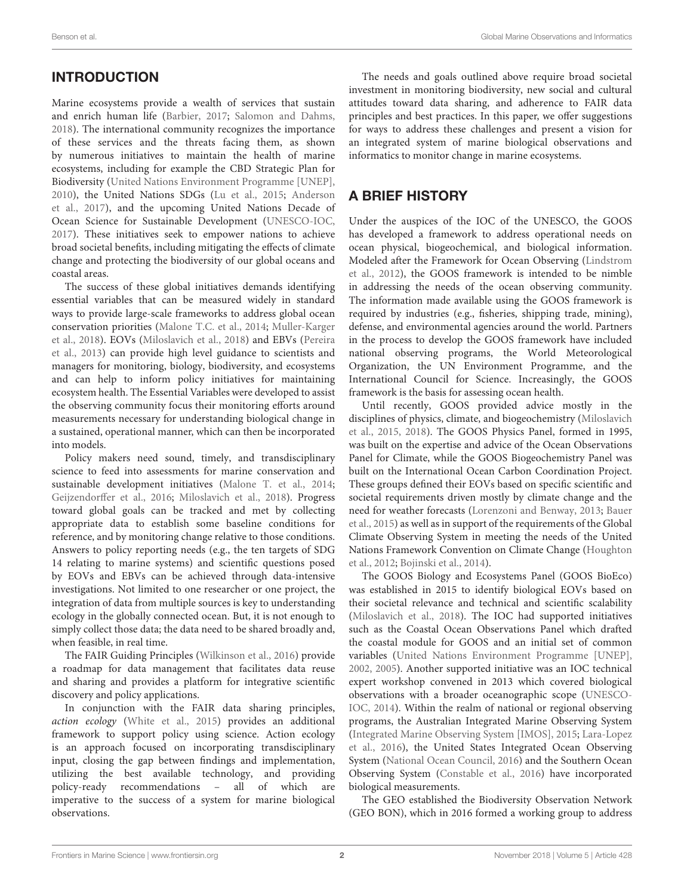## INTRODUCTION

Marine ecosystems provide a wealth of services that sustain and enrich human life (Barbier, 2017; Salomon and Dahms, 2018). The international community recognizes the importance of these services and the threats facing them, as shown by numerous initiatives to maintain the health of marine ecosystems, including for example the CBD Strategic Plan for Biodiversity (United Nations Environment Programme [UNEP], 2010), the United Nations SDGs (Lu et al., 2015; Anderson et al., 2017), and the upcoming United Nations Decade of Ocean Science for Sustainable Development (UNESCO-IOC, 2017). These initiatives seek to empower nations to achieve broad societal benefits, including mitigating the effects of climate change and protecting the biodiversity of our global oceans and coastal areas.

The success of these global initiatives demands identifying essential variables that can be measured widely in standard ways to provide large-scale frameworks to address global ocean conservation priorities (Malone T.C. et al., 2014; Muller-Karger et al., 2018). EOVs (Miloslavich et al., 2018) and EBVs (Pereira et al., 2013) can provide high level guidance to scientists and managers for monitoring, biology, biodiversity, and ecosystems and can help to inform policy initiatives for maintaining ecosystem health. The Essential Variables were developed to assist the observing community focus their monitoring efforts around measurements necessary for understanding biological change in a sustained, operational manner, which can then be incorporated into models.

Policy makers need sound, timely, and transdisciplinary science to feed into assessments for marine conservation and sustainable development initiatives (Malone T. et al., 2014; Geijzendorffer et al., 2016; Miloslavich et al., 2018). Progress toward global goals can be tracked and met by collecting appropriate data to establish some baseline conditions for reference, and by monitoring change relative to those conditions. Answers to policy reporting needs (e.g., the ten targets of SDG 14 relating to marine systems) and scientific questions posed by EOVs and EBVs can be achieved through data-intensive investigations. Not limited to one researcher or one project, the integration of data from multiple sources is key to understanding ecology in the globally connected ocean. But, it is not enough to simply collect those data; the data need to be shared broadly and, when feasible, in real time.

The FAIR Guiding Principles (Wilkinson et al., 2016) provide a roadmap for data management that facilitates data reuse and sharing and provides a platform for integrative scientific discovery and policy applications.

In conjunction with the FAIR data sharing principles, *action ecology* (White et al., 2015) provides an additional framework to support policy using science. Action ecology is an approach focused on incorporating transdisciplinary input, closing the gap between findings and implementation, utilizing the best available technology, and providing policy-ready recommendations – all of which are imperative to the success of a system for marine biological observations.

The needs and goals outlined above require broad societal investment in monitoring biodiversity, new social and cultural attitudes toward data sharing, and adherence to FAIR data principles and best practices. In this paper, we offer suggestions for ways to address these challenges and present a vision for an integrated system of marine biological observations and informatics to monitor change in marine ecosystems.

## A BRIEF HISTORY

Under the auspices of the IOC of the UNESCO, the GOOS has developed a framework to address operational needs on ocean physical, biogeochemical, and biological information. Modeled after the Framework for Ocean Observing (Lindstrom et al., 2012), the GOOS framework is intended to be nimble in addressing the needs of the ocean observing community. The information made available using the GOOS framework is required by industries (e.g., fisheries, shipping trade, mining), defense, and environmental agencies around the world. Partners in the process to develop the GOOS framework have included national observing programs, the World Meteorological Organization, the UN Environment Programme, and the International Council for Science. Increasingly, the GOOS framework is the basis for assessing ocean health.

Until recently, GOOS provided advice mostly in the disciplines of physics, climate, and biogeochemistry (Miloslavich et al., 2015, 2018). The GOOS Physics Panel, formed in 1995, was built on the expertise and advice of the Ocean Observations Panel for Climate, while the GOOS Biogeochemistry Panel was built on the International Ocean Carbon Coordination Project. These groups defined their EOVs based on specific scientific and societal requirements driven mostly by climate change and the need for weather forecasts (Lorenzoni and Benway, 2013; Bauer et al., 2015) as well as in support of the requirements of the Global Climate Observing System in meeting the needs of the United Nations Framework Convention on Climate Change (Houghton et al., 2012; Bojinski et al., 2014).

The GOOS Biology and Ecosystems Panel (GOOS BioEco) was established in 2015 to identify biological EOVs based on their societal relevance and technical and scientific scalability (Miloslavich et al., 2018). The IOC had supported initiatives such as the Coastal Ocean Observations Panel which drafted the coastal module for GOOS and an initial set of common variables (United Nations Environment Programme [UNEP], 2002, 2005). Another supported initiative was an IOC technical expert workshop convened in 2013 which covered biological observations with a broader oceanographic scope (UNESCO-IOC, 2014). Within the realm of national or regional observing programs, the Australian Integrated Marine Observing System (Integrated Marine Observing System [IMOS], 2015; Lara-Lopez et al., 2016), the United States Integrated Ocean Observing System (National Ocean Council, 2016) and the Southern Ocean Observing System (Constable et al., 2016) have incorporated biological measurements.

The GEO established the Biodiversity Observation Network (GEO BON), which in 2016 formed a working group to address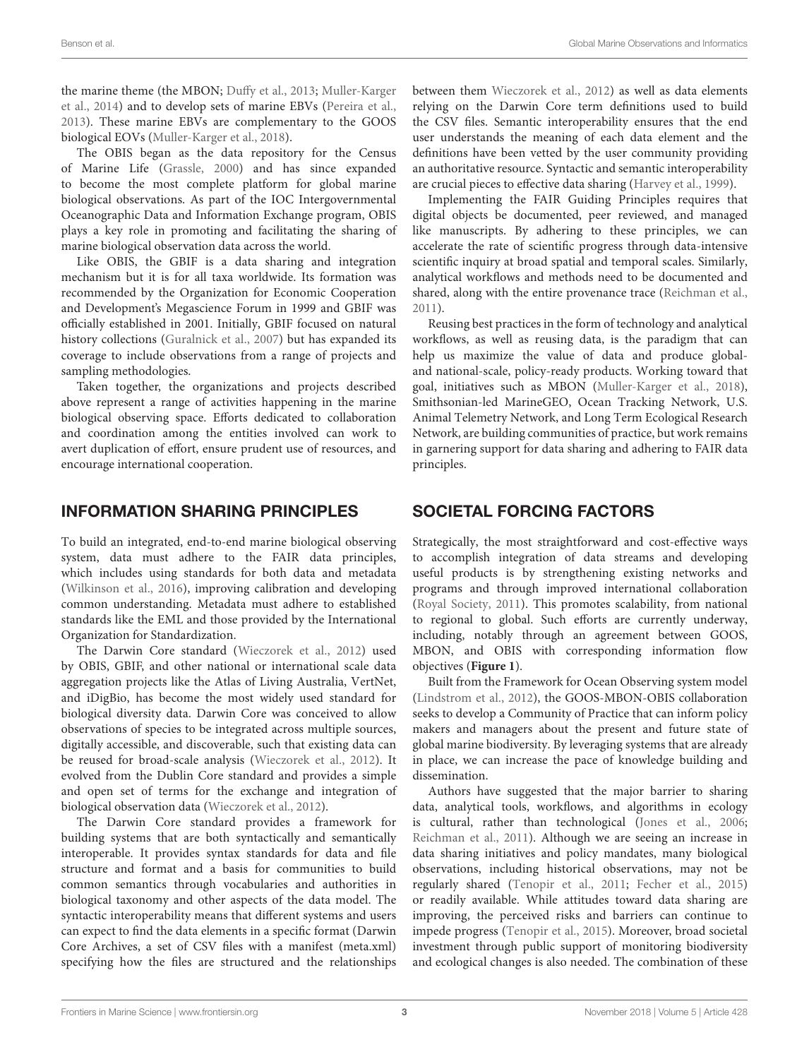the marine theme (the MBON; Duffy et al., 2013; Muller-Karger et al., 2014) and to develop sets of marine EBVs (Pereira et al., 2013). These marine EBVs are complementary to the GOOS biological EOVs (Muller-Karger et al., 2018).

The OBIS began as the data repository for the Census of Marine Life (Grassle, 2000) and has since expanded to become the most complete platform for global marine biological observations. As part of the IOC Intergovernmental Oceanographic Data and Information Exchange program, OBIS plays a key role in promoting and facilitating the sharing of marine biological observation data across the world.

Like OBIS, the GBIF is a data sharing and integration mechanism but it is for all taxa worldwide. Its formation was recommended by the Organization for Economic Cooperation and Development's Megascience Forum in 1999 and GBIF was officially established in 2001. Initially, GBIF focused on natural history collections (Guralnick et al., 2007) but has expanded its coverage to include observations from a range of projects and sampling methodologies.

Taken together, the organizations and projects described above represent a range of activities happening in the marine biological observing space. Efforts dedicated to collaboration and coordination among the entities involved can work to avert duplication of effort, ensure prudent use of resources, and encourage international cooperation.

## INFORMATION SHARING PRINCIPLES

To build an integrated, end-to-end marine biological observing system, data must adhere to the FAIR data principles, which includes using standards for both data and metadata (Wilkinson et al., 2016), improving calibration and developing common understanding. Metadata must adhere to established standards like the EML and those provided by the International Organization for Standardization.

The Darwin Core standard (Wieczorek et al., 2012) used by OBIS, GBIF, and other national or international scale data aggregation projects like the Atlas of Living Australia, VertNet, and iDigBio, has become the most widely used standard for biological diversity data. Darwin Core was conceived to allow observations of species to be integrated across multiple sources, digitally accessible, and discoverable, such that existing data can be reused for broad-scale analysis (Wieczorek et al., 2012). It evolved from the Dublin Core standard and provides a simple and open set of terms for the exchange and integration of biological observation data (Wieczorek et al., 2012).

The Darwin Core standard provides a framework for building systems that are both syntactically and semantically interoperable. It provides syntax standards for data and file structure and format and a basis for communities to build common semantics through vocabularies and authorities in biological taxonomy and other aspects of the data model. The syntactic interoperability means that different systems and users can expect to find the data elements in a specific format (Darwin Core Archives, a set of CSV files with a manifest (meta.xml) specifying how the files are structured and the relationships between them Wieczorek et al., 2012) as well as data elements relying on the Darwin Core term definitions used to build the CSV files. Semantic interoperability ensures that the end user understands the meaning of each data element and the definitions have been vetted by the user community providing an authoritative resource. Syntactic and semantic interoperability are crucial pieces to effective data sharing (Harvey et al., 1999).

Implementing the FAIR Guiding Principles requires that digital objects be documented, peer reviewed, and managed like manuscripts. By adhering to these principles, we can accelerate the rate of scientific progress through data-intensive scientific inquiry at broad spatial and temporal scales. Similarly, analytical workflows and methods need to be documented and shared, along with the entire provenance trace (Reichman et al., 2011).

Reusing best practices in the form of technology and analytical workflows, as well as reusing data, is the paradigm that can help us maximize the value of data and produce global- and national-scale, policy-ready products. Working toward that goal, initiatives such as MBON (Muller-Karger et al., 2018), Smithsonian-led MarineGEO, Ocean Tracking Network, U.S. Animal Telemetry Network, and Long Term Ecological Research Network, are building communities of practice, but work remains in garnering support for data sharing and adhering to FAIR data principles.

## SOCIETAL FORCING FACTORS

Strategically, the most straightforward and cost-effective ways to accomplish integration of data streams and developing useful products is by strengthening existing networks and programs and through improved international collaboration (Royal Society, 2011). This promotes scalability, from national to regional to global. Such efforts are currently underway, including, notably through an agreement between GOOS, MBON, and OBIS with corresponding information flow objectives (**Figure 1**).

Built from the Framework for Ocean Observing system model (Lindstrom et al., 2012), the GOOS-MBON-OBIS collaboration seeks to develop a Community of Practice that can inform policy makers and managers about the present and future state of global marine biodiversity. By leveraging systems that are already in place, we can increase the pace of knowledge building and dissemination.

Authors have suggested that the major barrier to sharing data, analytical tools, workflows, and algorithms in ecology is cultural, rather than technological (Jones et al., 2006; Reichman et al., 2011). Although we are seeing an increase in data sharing initiatives and policy mandates, many biological observations, including historical observations, may not be regularly shared (Tenopir et al., 2011; Fecher et al., 2015) or readily available. While attitudes toward data sharing are improving, the perceived risks and barriers can continue to impede progress (Tenopir et al., 2015). Moreover, broad societal investment through public support of monitoring biodiversity and ecological changes is also needed. The combination of these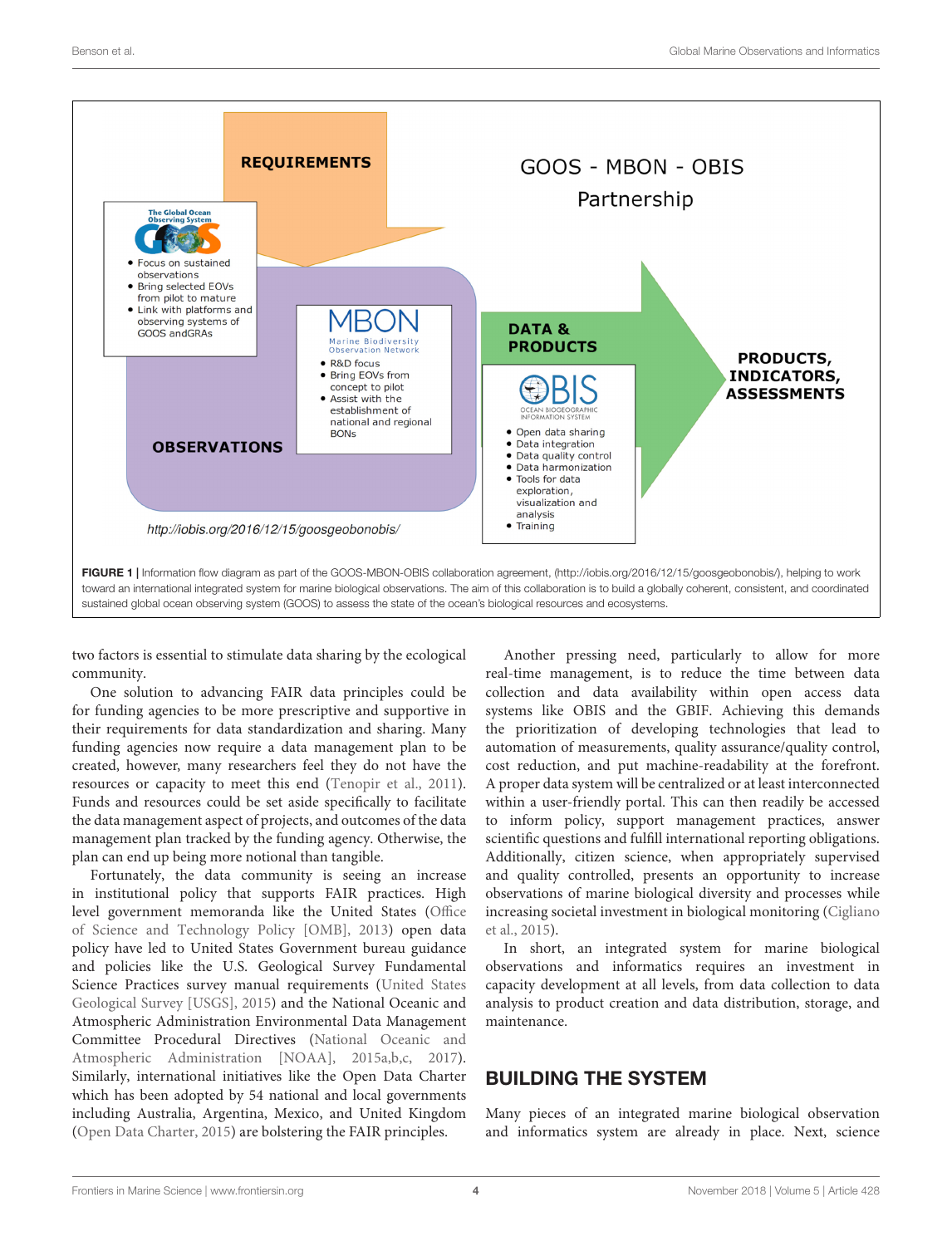**FIGURE 1** | Information flow diagram as part of the GOOS-MBON-OBIS collaboration agreement, (http://iobis.org/2016/12/15/goosgeobonobis/), helping to work toward an international integrated system for marine biological observations. The aim of this collaboration is to build a globally coherent, consistent, and coordinated sustained global ocean observing system (GOOS) to assess the state of the ocean's biological resources and ecosystems.

two factors is essential to stimulate data sharing by the ecological community.

One solution to advancing FAIR data principles could be for funding agencies to be more prescriptive and supportive in their requirements for data standardization and sharing. Many funding agencies now require a data management plan to be created, however, many researchers feel they do not have the resources or capacity to meet this end (Tenopir et al., 2011). Funds and resources could be set aside specifically to facilitate the data management aspect of projects, and outcomes of the data management plan tracked by the funding agency. Otherwise, the plan can end up being more notional than tangible.

Fortunately, the data community is seeing an increase in institutional policy that supports FAIR practices. High level government memoranda like the United States (Office of Science and Technology Policy [OMB], 2013) open data policy have led to United States Government bureau guidance and policies like the U.S. Geological Survey Fundamental Science Practices survey manual requirements (United States Geological Survey [USGS], 2015) and the National Oceanic and Atmospheric Administration Environmental Data Management Committee Procedural Directives (National Oceanic and Atmospheric Administration [NOAA], 2015a,b,c, 2017). Similarly, international initiatives like the Open Data Charter which has been adopted by 54 national and local governments including Australia, Argentina, Mexico, and United Kingdom (Open Data Charter, 2015) are bolstering the FAIR principles.

Another pressing need, particularly to allow for more real-time management, is to reduce the time between data collection and data availability within open access data systems like OBIS and the GBIF. Achieving this demands the prioritization of developing technologies that lead to automation of measurements, quality assurance/quality control, cost reduction, and put machine-readability at the forefront. A proper data system will be centralized or at least interconnected within a user-friendly portal. This can then readily be accessed to inform policy, support management practices, answer scientific questions and fulfill international reporting obligations. Additionally, citizen science, when appropriately supervised and quality controlled, presents an opportunity to increase observations of marine biological diversity and processes while increasing societal investment in biological monitoring (Cigliano et al., 2015).

In short, an integrated system for marine biological observations and informatics requires an investment in capacity development at all levels, from data collection to data analysis to product creation and data distribution, storage, and maintenance.

## BUILDING THE SYSTEM

Many pieces of an integrated marine biological observation and informatics system are already in place. Next, science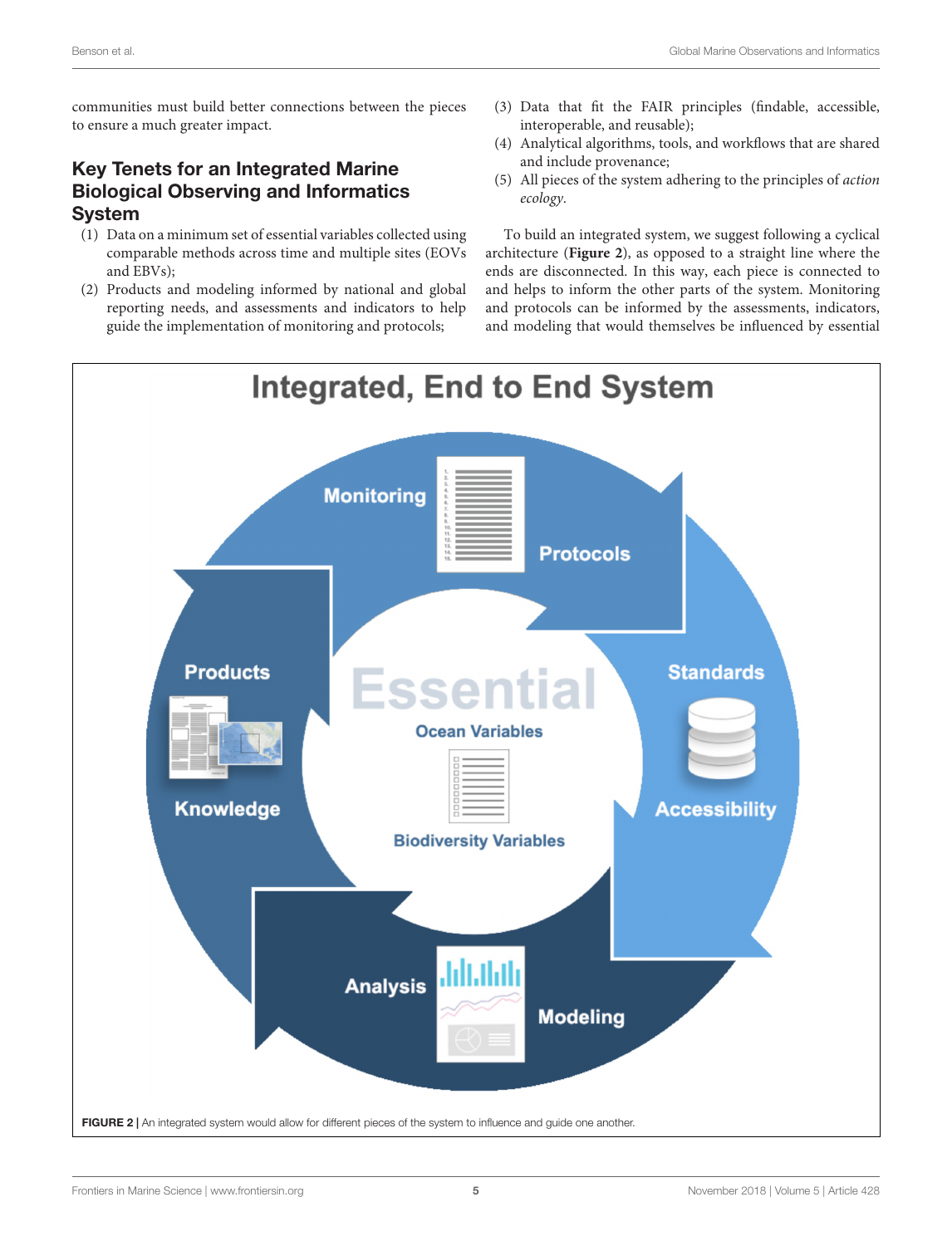communities must build better connections between the pieces to ensure a much greater impact.

## Key Tenets for an Integrated Marine Biological Observing and Informatics System

1. Data on a minimum set of essential variables collected using comparable methods across time and multiple sites (EOVs and EBVs);
2. Products and modeling informed by national and global reporting needs, and assessments and indicators to help guide the implementation of monitoring and protocols;
3. Data that fit the FAIR principles (findable, accessible, interoperable, and reusable);
4. Analytical algorithms, tools, and workflows that are shared and include provenance;
5. All pieces of the system adhering to the principles of *action ecology*.

To build an integrated system, we suggest following a cyclical architecture (**Figure 2**), as opposed to a straight line where the ends are disconnected. In this way, each piece is connected to and helps to inform the other parts of the system. Monitoring and protocols can be informed by the assessments, indicators, and modeling that would themselves be influenced by essential

**FIGURE 2 |** An integrated system would allow for different pieces of the system to influence and guide one another.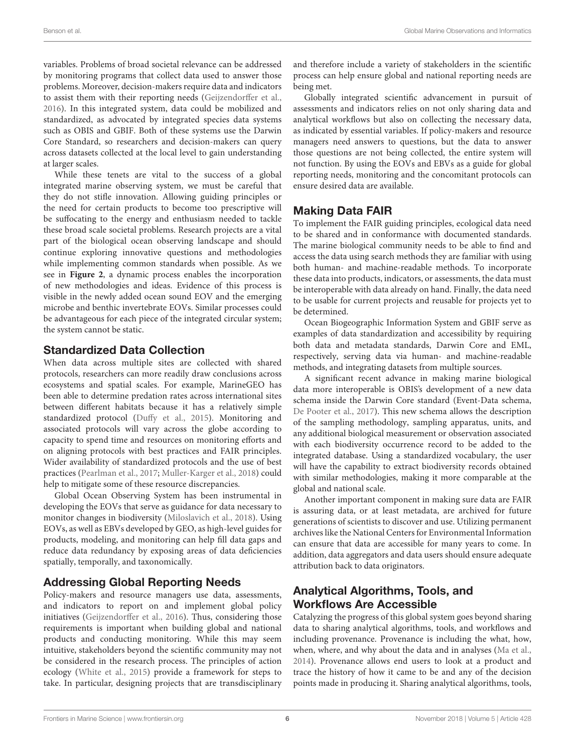variables. Problems of broad societal relevance can be addressed by monitoring programs that collect data used to answer those problems. Moreover, decision-makers require data and indicators to assist them with their reporting needs (Geijzendorffer et al., 2016). In this integrated system, data could be mobilized and standardized, as advocated by integrated species data systems such as OBIS and GBIF. Both of these systems use the Darwin Core Standard, so researchers and decision-makers can query across datasets collected at the local level to gain understanding at larger scales.

While these tenets are vital to the success of a global integrated marine observing system, we must be careful that they do not stifle innovation. Allowing guiding principles or the need for certain products to become too prescriptive will be suffocating to the energy and enthusiasm needed to tackle these broad scale societal problems. Research projects are a vital part of the biological ocean observing landscape and should continue exploring innovative questions and methodologies while implementing common standards when possible. As we see in **Figure 2**, a dynamic process enables the incorporation of new methodologies and ideas. Evidence of this process is visible in the newly added ocean sound EOV and the emerging microbe and benthic invertebrate EOVs. Similar processes could be advantageous for each piece of the integrated circular system; the system cannot be static.

## Standardized Data Collection

When data across multiple sites are collected with shared protocols, researchers can more readily draw conclusions across ecosystems and spatial scales. For example, MarineGEO has been able to determine predation rates across international sites between different habitats because it has a relatively simple standardized protocol (Duffy et al., 2015). Monitoring and associated protocols will vary across the globe according to capacity to spend time and resources on monitoring efforts and on aligning protocols with best practices and FAIR principles. Wider availability of standardized protocols and the use of best practices (Pearlman et al., 2017; Muller-Karger et al., 2018) could help to mitigate some of these resource discrepancies.

Global Ocean Observing System has been instrumental in developing the EOVs that serve as guidance for data necessary to monitor changes in biodiversity (Miloslavich et al., 2018). Using EOVs, as well as EBVs developed by GEO, as high-level guides for products, modeling, and monitoring can help fill data gaps and reduce data redundancy by exposing areas of data deficiencies spatially, temporally, and taxonomically.

## Addressing Global Reporting Needs

Policy-makers and resource managers use data, assessments, and indicators to report on and implement global policy initiatives (Geijzendorffer et al., 2016). Thus, considering those requirements is important when building global and national products and conducting monitoring. While this may seem intuitive, stakeholders beyond the scientific community may not be considered in the research process. The principles of action ecology (White et al., 2015) provide a framework for steps to take. In particular, designing projects that are transdisciplinary and therefore include a variety of stakeholders in the scientific process can help ensure global and national reporting needs are being met.

Globally integrated scientific advancement in pursuit of assessments and indicators relies on not only sharing data and analytical workflows but also on collecting the necessary data, as indicated by essential variables. If policy-makers and resource managers need answers to questions, but the data to answer those questions are not being collected, the entire system will not function. By using the EOVs and EBVs as a guide for global reporting needs, monitoring and the concomitant protocols can ensure desired data are available.

## Making Data FAIR

To implement the FAIR guiding principles, ecological data need to be shared and in conformance with documented standards. The marine biological community needs to be able to find and access the data using search methods they are familiar with using both human- and machine-readable methods. To incorporate these data into products, indicators, or assessments, the data must be interoperable with data already on hand. Finally, the data need to be usable for current projects and reusable for projects yet to be determined.

Ocean Biogeographic Information System and GBIF serve as examples of data standardization and accessibility by requiring both data and metadata standards, Darwin Core and EML, respectively, serving data via human- and machine-readable methods, and integrating datasets from multiple sources.

A significant recent advance in making marine biological data more interoperable is OBIS's development of a new data schema inside the Darwin Core standard (Event-Data schema, De Pooter et al., 2017). This new schema allows the description of the sampling methodology, sampling apparatus, units, and any additional biological measurement or observation associated with each biodiversity occurrence record to be added to the integrated database. Using a standardized vocabulary, the user will have the capability to extract biodiversity records obtained with similar methodologies, making it more comparable at the global and national scale.

Another important component in making sure data are FAIR is assuring data, or at least metadata, are archived for future generations of scientists to discover and use. Utilizing permanent archives like the National Centers for Environmental Information can ensure that data are accessible for many years to come. In addition, data aggregators and data users should ensure adequate attribution back to data originators.

## Analytical Algorithms, Tools, and Workflows Are Accessible

Catalyzing the progress of this global system goes beyond sharing data to sharing analytical algorithms, tools, and workflows and including provenance. Provenance is including the what, how, when, where, and why about the data and in analyses (Ma et al., 2014). Provenance allows end users to look at a product and trace the history of how it came to be and any of the decision points made in producing it. Sharing analytical algorithms, tools,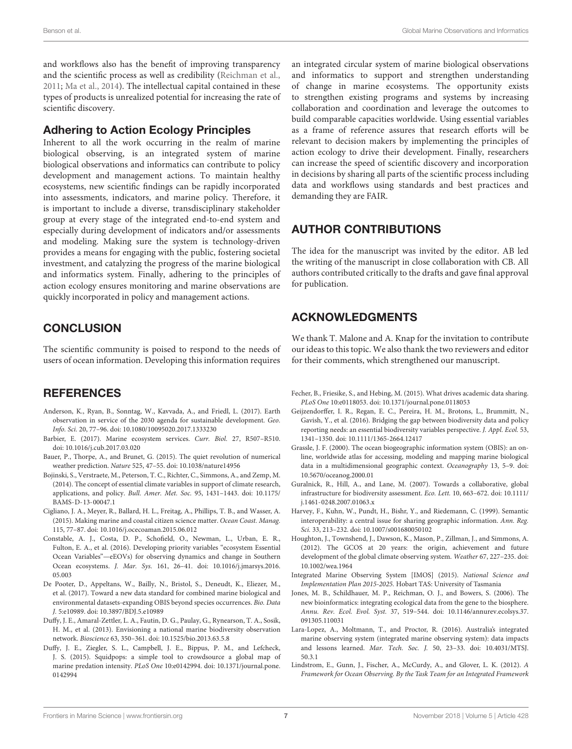and workflows also has the benefit of improving transparency and the scientific process as well as credibility (Reichman et al., 2011; Ma et al., 2014). The intellectual capital contained in these types of products is unrealized potential for increasing the rate of scientific discovery.

### Adhering to Action Ecology Principles

Inherent to all the work occurring in the realm of marine biological observing, is an integrated system of marine biological observations and informatics can contribute to policy development and management actions. To maintain healthy ecosystems, new scientific findings can be rapidly incorporated into assessments, indicators, and marine policy. Therefore, it is important to include a diverse, transdisciplinary stakeholder group at every stage of the integrated end-to-end system and especially during development of indicators and/or assessments and modeling. Making sure the system is technology-driven provides a means for engaging with the public, fostering societal investment, and catalyzing the progress of the marine biological and informatics system. Finally, adhering to the principles of action ecology ensures monitoring and marine observations are quickly incorporated in policy and management actions.

## CONCLUSION

The scientific community is poised to respond to the needs of users of ocean information. Developing this information requires an integrated circular system of marine biological observations and informatics to support and strengthen understanding of change in marine ecosystems. The opportunity exists to strengthen existing programs and systems by increasing collaboration and coordination and leverage the outcomes to build comparable capacities worldwide. Using essential variables as a frame of reference assures that research efforts will be relevant to decision makers by implementing the principles of action ecology to drive their development. Finally, researchers can increase the speed of scientific discovery and incorporation in decisions by sharing all parts of the scientific process including data and workflows using standards and best practices and demanding they are FAIR.

## AUTHOR CONTRIBUTIONS

The idea for the manuscript was invited by the editor. AB led the writing of the manuscript in close collaboration with CB. All authors contributed critically to the drafts and gave final approval for publication.

## ACKNOWLEDGMENTS

We thank T. Malone and A. Knap for the invitation to contribute our ideas to this topic. We also thank the two reviewers and editor for their comments, which strengthened our manuscript.

## REFERENCES

Anderson, K., Ryan, B., Sonntag, W., Kavvada, A., and Friedl, L. (2017). Earth observation in service of the 2030 agenda for sustainable development. *Geo. Info. Sci.* 20, 77–96. doi: 10.1080/10095020.2017.1333230

Barbier, E. (2017). Marine ecosystem services. *Curr. Biol.* 27, R507–R510. doi: 10.1016/j.cub.2017.03.020

Bauer, P., Thorpe, A., and Brunet, G. (2015). The quiet revolution of numerical weather prediction. *Nature* 525, 47–55. doi: 10.1038/nature14956

Bojinski, S., Verstraete, M., Peterson, T. C., Richter, C., Simmons, A., and Zemp, M. (2014). The concept of essential climate variables in support of climate research, applications, and policy. *Bull. Amer. Met. Soc.* 95, 1431–1443. doi: 10.1175/BAMS-D-13-00047.1

Cigliano, J. A., Meyer, R., Ballard, H. L., Freitag, A., Phillips, T. B., and Wasser, A. (2015). Making marine and coastal citizen science matter. *Ocean Coast. Manag.* 115, 77–87. doi: 10.1016/j.ocecoaman.2015.06.012

Constable, A. J., Costa, D. P., Schofield, O., Newman, L., Urban, E. R., Fulton, E. A., et al. (2016). Developing priority variables "ecosystem Essential Ocean Variables"—eEOVs) for observing dynamics and change in Southern Ocean ecosystems. *J. Mar. Sys.* 161, 26–41. doi: 10.1016/j.jmarsys.2016.05.003

De Pooter, D., Appeltans, W., Bailly, N., Bristol, S., Deneudt, K., Eliezer, M., et al. (2017). Toward a new data standard for combined marine biological and environmental datasets-expanding OBIS beyond species occurrences. *Bio. Data J.* 5:e10989. doi: 10.3897/BDJ.5.e10989

Duffy, J. E., Amaral-Zettler, L. A., Fautin, D. G., Paulay, G., Rynearson, T. A., Sosik, H. M., et al. (2013). Envisioning a national marine biodiversity observation network. *Bioscience* 63, 350–361. doi: 10.1525/bio.2013.63.5.8

Duffy, J. E., Ziegler, S. L., Campbell, J. E., Bippus, P. M., and Lefcheck, J. S. (2015). Squidpops: a simple tool to crowdsource a global map of marine predation intensity. *PLoS One* 10:e0142994. doi: 10.1371/journal.pone.0142994

Fecher, B., Friesike, S., and Hebing, M. (2015). What drives academic data sharing. *PLoS One* 10:e0118053. doi: 10.1371/journal.pone.0118053

Geijzendorffer, I. R., Regan, E. C., Pereira, H. M., Brotons, L., Brummitt, N., Gavish, Y., et al. (2016). Bridging the gap between biodiversity data and policy reporting needs: an essential biodiversity variables perspective. *J. Appl. Ecol.* 53, 1341–1350. doi: 10.1111/1365-2664.12417

Grassle, J. F. (2000). The ocean biogeographic information system (OBIS): an on-line, worldwide atlas for accessing, modeling and mapping marine biological data in a multidimensional geographic context. *Oceanography* 13, 5–9. doi: 10.5670/oceanog.2000.01

Guralnick, R., Hill, A., and Lane, M. (2007). Towards a collaborative, global infrastructure for biodiversity assessment. *Eco. Lett.* 10, 663–672. doi: 10.1111/j.1461-0248.2007.01063.x

Harvey, F., Kuhn, W., Pundt, H., Bishr, Y., and Riedemann, C. (1999). Semantic interoperability: a central issue for sharing geographic information. *Ann. Reg. Sci.* 33, 213–232. doi: 10.1007/s001680050102

Houghton, J., Townshend, J., Dawson, K., Mason, P., Zillman, J., and Simmons, A. (2012). The GCOS at 20 years: the origin, achievement and future development of the global climate observing system. *Weather* 67, 227–235. doi: 10.1002/wea.1964

Integrated Marine Observing System [IMOS] (2015). *National Science and Implementation Plan 2015-2025.* Hobart TAS: University of Tasmania

Jones, M. B., Schildhauer, M. P., Reichman, O. J., and Bowers, S. (2006). The new bioinformatics: integrating ecological data from the gene to the biosphere. *Annu. Rev. Ecol. Evol. Syst.* 37, 519–544. doi: 10.1146/annurev.ecolsys.37.091305.110031

Lara-Lopez, A., Moltmann, T., and Proctor, R. (2016). Australia's integrated marine observing system (integrated marine observing system): data impacts and lessons learned. *Mar. Tech. Soc. J.* 50, 23–33. doi: 10.4031/MTSJ.50.3.1

Lindstrom, E., Gunn, J., Fischer, A., McCurdy, A., and Glover, L. K. (2012). *A Framework for Ocean Observing. By the Task Team for an Integrated Framework*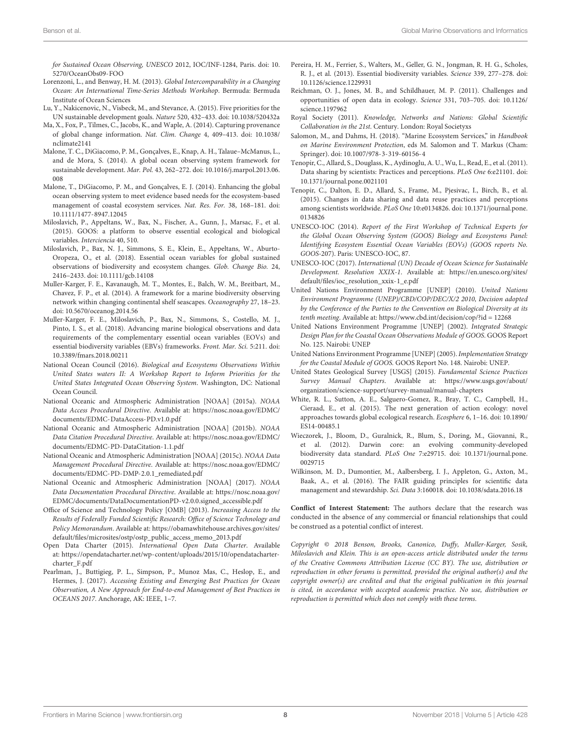*for Sustained Ocean Observing, UNESCO* 2012, IOC/INF-1284, Paris. doi: 10.5270/OceanObs09-FOO

Lorenzoni, L., and Benway, H. M. (2013). *Global Intercomparability in a Changing Ocean: An International Time-Series Methods Workshop*. Bermuda: Bermuda Institute of Ocean Sciences

Lu, Y., Nakicenovic, N., Visbeck, M., and Stevance, A. (2015). Five priorities for the UN sustainable development goals. *Nature* 520, 432–433. doi: 10.1038/520432a

Ma, X., Fox, P., Tilmes, C., Jacobs, K., and Waple, A. (2014). Capturing provenance of global change information. *Nat. Clim. Change* 4, 409–413. doi: 10.1038/nclimate2141

Malone, T. C., DiGiacomo, P. M., Gonçalves, E., Knap, A. H., Talaue–McManus, L., and de Mora, S. (2014). A global ocean observing system framework for sustainable development. *Mar. Pol.* 43, 262–272. doi: 10.1016/j.marpol.2013.06.008

Malone, T., DiGiacomo, P. M., and Gonçalves, E. J. (2014). Enhancing the global ocean observing system to meet evidence based needs for the ecosystem-based management of coastal ecosystem services. *Nat. Res. For.* 38, 168–181. doi: 10.1111/1477-8947.12045

Miloslavich, P., Appeltans, W., Bax, N., Fischer, A., Gunn, J., Marsac, F., et al. (2015). GOOS: a platform to observe essential ecological and biological variables. *Interciencia* 40, 510.

Miloslavich, P., Bax, N. J., Simmons, S. E., Klein, E., Appeltans, W., Aburto-Oropeza, O., et al. (2018). Essential ocean variables for global sustained observations of biodiversity and ecosystem changes. *Glob. Change Bio.* 24, 2416–2433. doi: 10.1111/gcb.14108

Muller-Karger, F. E., Kavanaugh, M. T., Montes, E., Balch, W. M., Breitbart, M., Chavez, F. P., et al. (2014). A framework for a marine biodiversity observing network within changing continental shelf seascapes. *Oceanography* 27, 18–23. doi: 10.5670/oceanog.2014.56

Muller-Karger, F. E., Miloslavich, P., Bax, N., Simmons, S., Costello, M. J., Pinto, I. S., et al. (2018). Advancing marine biological observations and data requirements of the complementary essential ocean variables (EOVs) and essential biodiversity variables (EBVs) frameworks. *Front. Mar. Sci.* 5:211. doi: 10.3389/fmars.2018.00211

National Ocean Council (2016). *Biological and Ecosystems Observations Within United States waters II: A Workshop Report to Inform Priorities for the United States Integrated Ocean Observing System*. Washington, DC: National Ocean Council.

National Oceanic and Atmospheric Administration [NOAA] (2015a). *NOAA Data Access Procedural Directive*. Available at: https://nosc.noaa.gov/EDMC/documents/EDMC-DataAccess-PD.v1.0.pdf

National Oceanic and Atmospheric Administration [NOAA] (2015b). *NOAA Data Citation Procedural Directive*. Available at: https://nosc.noaa.gov/EDMC/documents/EDMC-PD-DataCitation-1.1.pdf

National Oceanic and Atmospheric Administration [NOAA] (2015c). *NOAA Data Management Procedural Directive*. Available at: https://nosc.noaa.gov/EDMC/documents/EDMC-PD-DMP-2.0.1_remediated.pdf

National Oceanic and Atmospheric Administration [NOAA] (2017). *NOAA Data Documentation Procedural Directive*. Available at: https://nosc.noaa.gov/EDMC/documents/DataDocumentationPD-v2.0.0.signed_accessible.pdf

Office of Science and Technology Policy [OMB] (2013). *Increasing Access to the Results of Federally Funded Scientific Research: Office of Science Technology and Policy Memorandum*. Available at: https://obamawhitehouse.archives.gov/sites/default/files/microsites/ostp/ostp_public_access_memo_2013.pdf

Open Data Charter (2015). *International Open Data Charter*. Available at: https://opendatacharter.net/wp-content/uploads/2015/10/opendatacharter-charter_F.pdf

Pearlman, J., Buttigieg, P. L., Simpson, P., Munoz Mas, C., Heslop, E., and Hermes, J. (2017). *Accessing Existing and Emerging Best Practices for Ocean Observation, A New Approach for End-to-end Management of Best Practices in OCEANS 2017*. Anchorage, AK: IEEE, 1–7.

Pereira, H. M., Ferrier, S., Walters, M., Geller, G. N., Jongman, R. H. G., Scholes, R. J., et al. (2013). Essential biodiversity variables. *Science* 339, 277–278. doi: 10.1126/science.1229931

Reichman, O. J., Jones, M. B., and Schildhauer, M. P. (2011). Challenges and opportunities of open data in ecology. *Science* 331, 703–705. doi: 10.1126/science.1197962

Royal Society (2011). *Knowledge, Networks and Nations: Global Scientific Collaboration in the 21st*. Century. London: Royal Societyxs

Salomon, M., and Dahms, H. (2018). "Marine Ecosystem Services," in *Handbook on Marine Environment Protection*, eds M. Salomon and T. Markus (Cham: Springer). doi: 10.1007/978-3-319-60156-4

Tenopir, C., Allard, S., Douglass, K., Aydinoglu, A. U., Wu, L., Read, E., et al. (2011). Data sharing by scientists: Practices and perceptions. *PLoS One* 6:e21101. doi: 10.1371/journal.pone.0021101

Tenopir, C., Dalton, E. D., Allard, S., Frame, M., Pjesivac, I., Birch, B., et al. (2015). Changes in data sharing and data reuse practices and perceptions among scientists worldwide. *PLoS One* 10:e0134826. doi: 10.1371/journal.pone.0134826

UNESCO-IOC (2014). *Report of the First Workshop of Technical Experts for the Global Ocean Observing System (GOOS) Biology and Ecosystems Panel: Identifying Ecosystem Essential Ocean Variables (EOVs) (GOOS reports No. GOOS-207)*. Paris: UNESCO-IOC, 87.

UNESCO-IOC (2017). *International (UN) Decade of Ocean Science for Sustainable Development. Resolution XXIX-1*. Available at: https://en.unesco.org/sites/default/files/ioc_resolution_xxix-1_e.pdf

United Nations Environment Programme [UNEP] (2010). *United Nations Environment Programme (UNEP)/CBD/COP/DEC/X/2 2010, Decision adopted by the Conference of the Parties to the Convention on Biological Diversity at its tenth meeting*. Available at: https://www.cbd.int/decision/cop/?id = 12268

United Nations Environment Programme [UNEP] (2002). *Integrated Strategic Design Plan for the Coastal Ocean Observations Module of GOOS*. GOOS Report No. 125. Nairobi: UNEP

United Nations Environment Programme [UNEP] (2005). *Implementation Strategy for the Coastal Module of GOOS*. GOOS Report No. 148. Nairobi: UNEP.

United States Geological Survey [USGS] (2015). *Fundamental Science Practices Survey Manual Chapters*. Available at: https://www.usgs.gov/about/organization/science-support/survey-manual/manual-chapters

White, R. L., Sutton, A. E., Salguero-Gomez, R., Bray, T. C., Campbell, H., Cieraad, E., et al. (2015). The next generation of action ecology: novel approaches towards global ecological research. *Ecosphere* 6, 1–16. doi: 10.1890/ES14-00485.1

Wieczorek, J., Bloom, D., Guralnick, R., Blum, S., Doring, M., Giovanni, R., et al. (2012). Darwin core: an evolving community-developed biodiversity data standard. *PLoS One* 7:e29715. doi: 10.1371/journal.pone.0029715

Wilkinson, M. D., Dumontier, M., Aalbersberg, I. J., Appleton, G., Axton, M., Baak, A., et al. (2016). The FAIR guiding principles for scientific data management and stewardship. *Sci. Data* 3:160018. doi: 10.1038/sdata.2016.18

**Conflict of Interest Statement:** The authors declare that the research was conducted in the absence of any commercial or financial relationships that could be construed as a potential conflict of interest.

*Copyright © 2018 Benson, Brooks, Canonico, Duffy, Muller-Karger, Sosik, Miloslavich and Klein. This is an open-access article distributed under the terms of the Creative Commons Attribution License (CC BY). The use, distribution or reproduction in other forums is permitted, provided the original author(s) and the copyright owner(s) are credited and that the original publication in this journal is cited, in accordance with accepted academic practice. No use, distribution or reproduction is permitted which does not comply with these terms.*